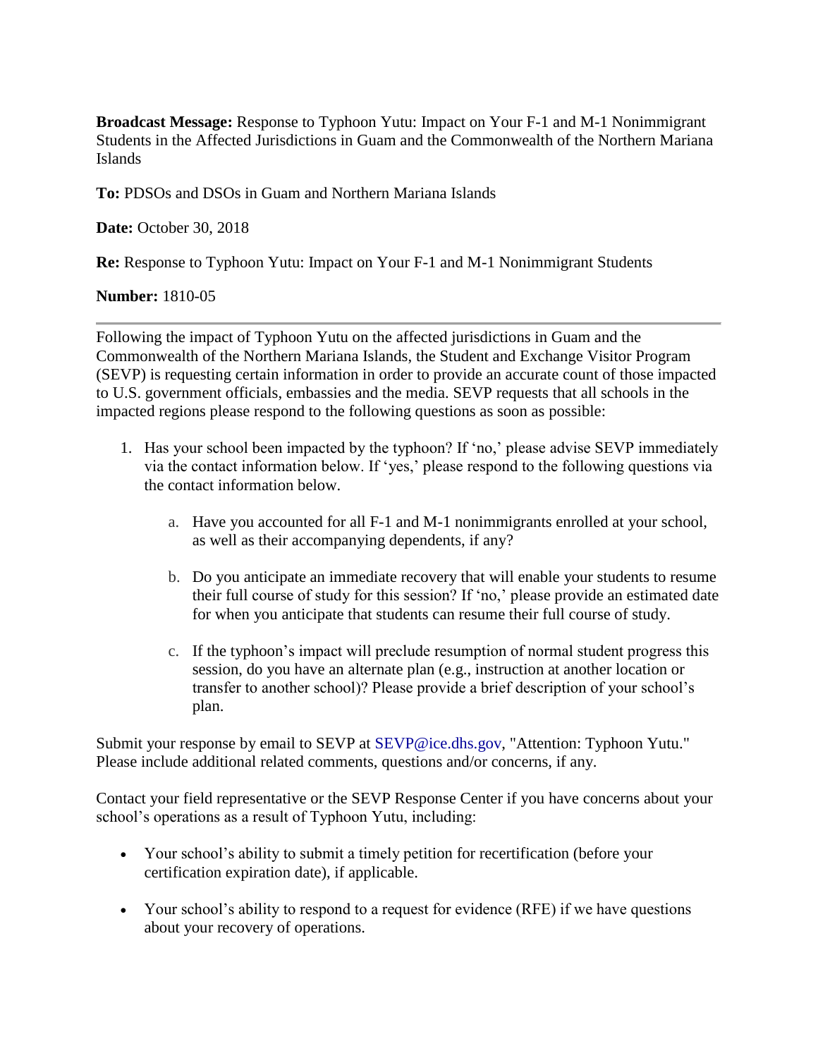**Broadcast Message:** Response to Typhoon Yutu: Impact on Your F-1 and M-1 Nonimmigrant Students in the Affected Jurisdictions in Guam and the Commonwealth of the Northern Mariana Islands

**To:** PDSOs and DSOs in Guam and Northern Mariana Islands

**Date:** October 30, 2018

**Re:** Response to Typhoon Yutu: Impact on Your F-1 and M-1 Nonimmigrant Students

**Number:** 1810-05

---

Following the impact of Typhoon Yutu on the affected jurisdictions in Guam and the Commonwealth of the Northern Mariana Islands, the Student and Exchange Visitor Program (SEVP) is requesting certain information in order to provide an accurate count of those impacted to U.S. government officials, embassies and the media. SEVP requests that all schools in the impacted regions please respond to the following questions as soon as possible:

1. Has your school been impacted by the typhoon? If 'no,' please advise SEVP immediately via the contact information below. If 'yes,' please respond to the following questions via the contact information below.

    a. Have you accounted for all F-1 and M-1 nonimmigrants enrolled at your school, as well as their accompanying dependents, if any?

    b. Do you anticipate an immediate recovery that will enable your students to resume their full course of study for this session? If 'no,' please provide an estimated date for when you anticipate that students can resume their full course of study.

    c. If the typhoon's impact will preclude resumption of normal student progress this session, do you have an alternate plan (e.g., instruction at another location or transfer to another school)? Please provide a brief description of your school's plan.

Submit your response by email to SEVP at SEVP@ice.dhs.gov, "Attention: Typhoon Yutu." Please include additional related comments, questions and/or concerns, if any.

Contact your field representative or the SEVP Response Center if you have concerns about your school's operations as a result of Typhoon Yutu, including:

- Your school's ability to submit a timely petition for recertification (before your certification expiration date), if applicable.

- Your school's ability to respond to a request for evidence (RFE) if we have questions about your recovery of operations.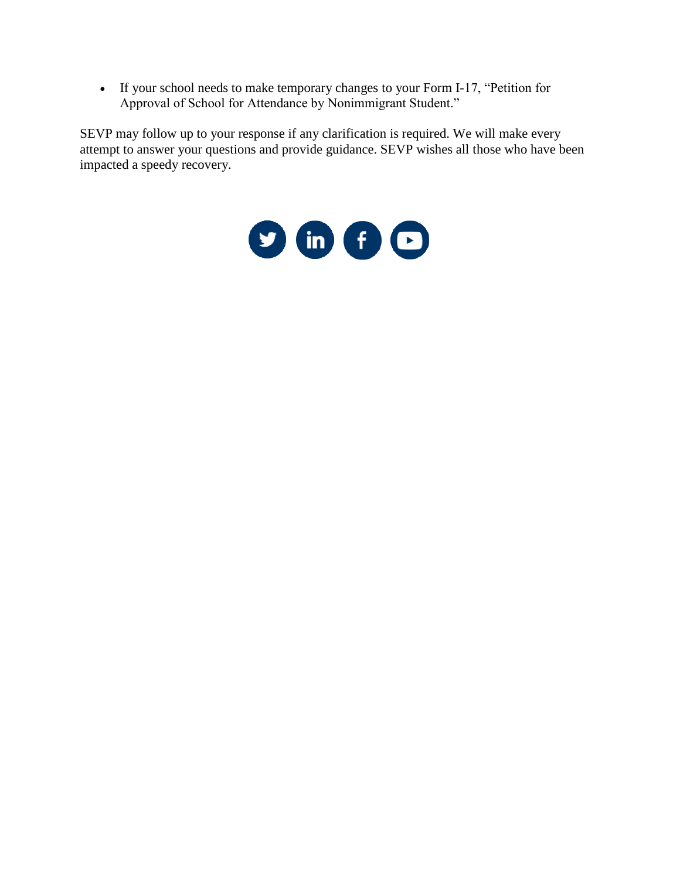- If your school needs to make temporary changes to your Form I-17, "Petition for Approval of School for Attendance by Nonimmigrant Student."

SEVP may follow up to your response if any clarification is required. We will make every attempt to answer your questions and provide guidance. SEVP wishes all those who have been impacted a speedy recovery.